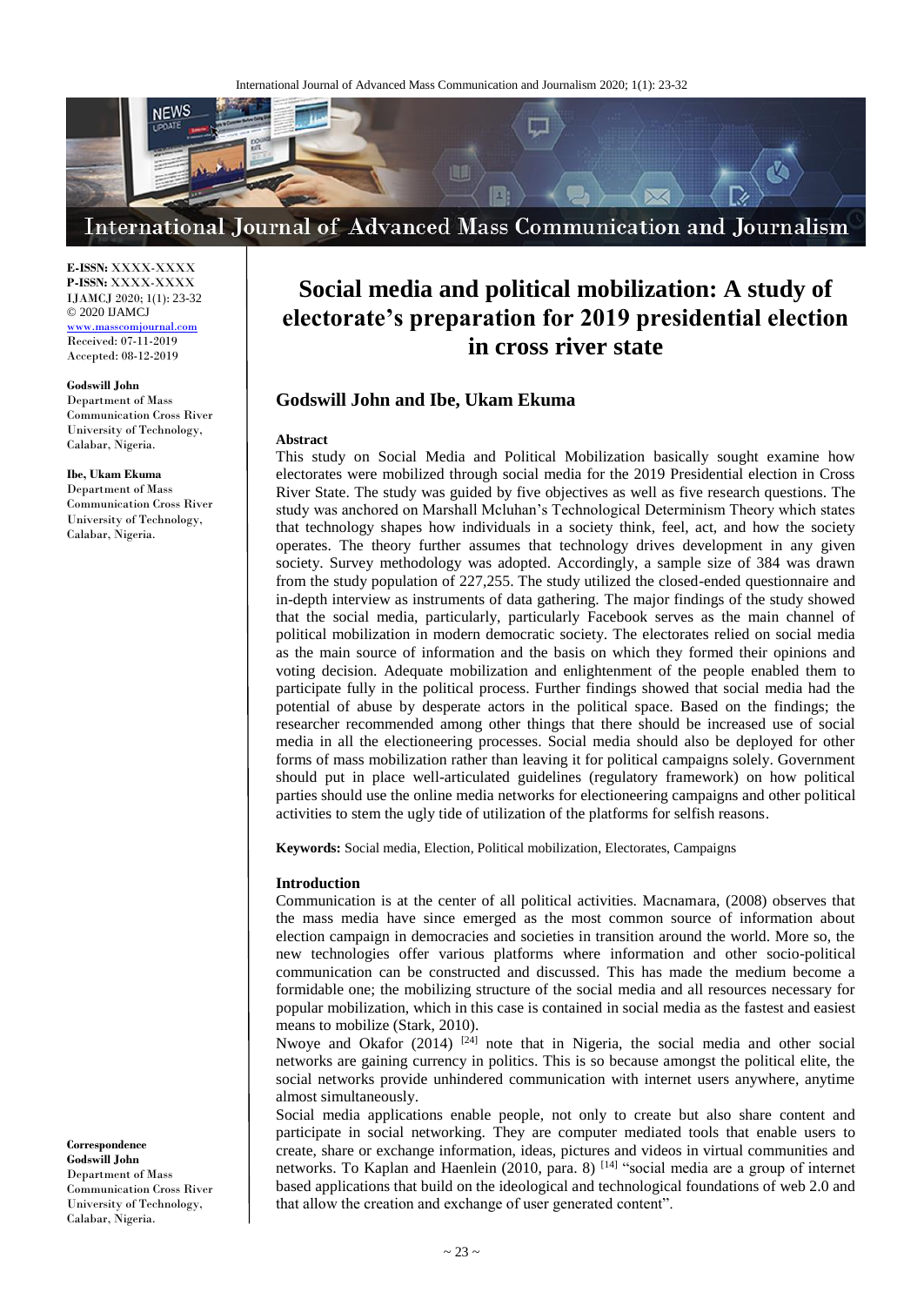# Social media and political mobilization: A study of electorate's preparation for 2019 presidential election in cross river state

**Godswill John and Ibe, Ukam Ekuma**

**E-ISSN:** XXXX-XXXX
**P-ISSN:** XXXX-XXXX
IJAMCJ 2020; 1(1): 23-32
© 2020 IJAMCJ
www.masscomjournal.com
Received: 07-11-2019
Accepted: 08-12-2019

**Godswill John**
Department of Mass Communication Cross River University of Technology, Calabar, Nigeria.

**Ibe, Ukam Ekuma**
Department of Mass Communication Cross River University of Technology, Calabar, Nigeria.

**Correspondence**
**Godswill John**
Department of Mass Communication Cross River University of Technology, Calabar, Nigeria.

### Abstract

This study on Social Media and Political Mobilization basically sought examine how electorates were mobilized through social media for the 2019 Presidential election in Cross River State. The study was guided by five objectives as well as five research questions. The study was anchored on Marshall Mcluhan's Technological Determinism Theory which states that technology shapes how individuals in a society think, feel, act, and how the society operates. The theory further assumes that technology drives development in any given society. Survey methodology was adopted. Accordingly, a sample size of 384 was drawn from the study population of 227,255. The study utilized the closed-ended questionnaire and in-depth interview as instruments of data gathering. The major findings of the study showed that the social media, particularly, particularly Facebook serves as the main channel of political mobilization in modern democratic society. The electorates relied on social media as the main source of information and the basis on which they formed their opinions and voting decision. Adequate mobilization and enlightenment of the people enabled them to participate fully in the political process. Further findings showed that social media had the potential of abuse by desperate actors in the political space. Based on the findings; the researcher recommended among other things that there should be increased use of social media in all the electioneering processes. Social media should also be deployed for other forms of mass mobilization rather than leaving it for political campaigns solely. Government should put in place well-articulated guidelines (regulatory framework) on how political parties should use the online media networks for electioneering campaigns and other political activities to stem the ugly tide of utilization of the platforms for selfish reasons.

**Keywords:** Social media, Election, Political mobilization, Electorates, Campaigns

### Introduction

Communication is at the center of all political activities. Macnamara, (2008) observes that the mass media have since emerged as the most common source of information about election campaign in democracies and societies in transition around the world. More so, the new technologies offer various platforms where information and other socio-political communication can be constructed and discussed. This has made the medium become a formidable one; the mobilizing structure of the social media and all resources necessary for popular mobilization, which in this case is contained in social media as the fastest and easiest means to mobilize (Stark, 2010).

Nwoye and Okafor (2014) [24] note that in Nigeria, the social media and other social networks are gaining currency in politics. This is so because amongst the political elite, the social networks provide unhindered communication with internet users anywhere, anytime almost simultaneously.

Social media applications enable people, not only to create but also share content and participate in social networking. They are computer mediated tools that enable users to create, share or exchange information, ideas, pictures and videos in virtual communities and networks. To Kaplan and Haenlein (2010, para. 8) [14] "social media are a group of internet based applications that build on the ideological and technological foundations of web 2.0 and that allow the creation and exchange of user generated content".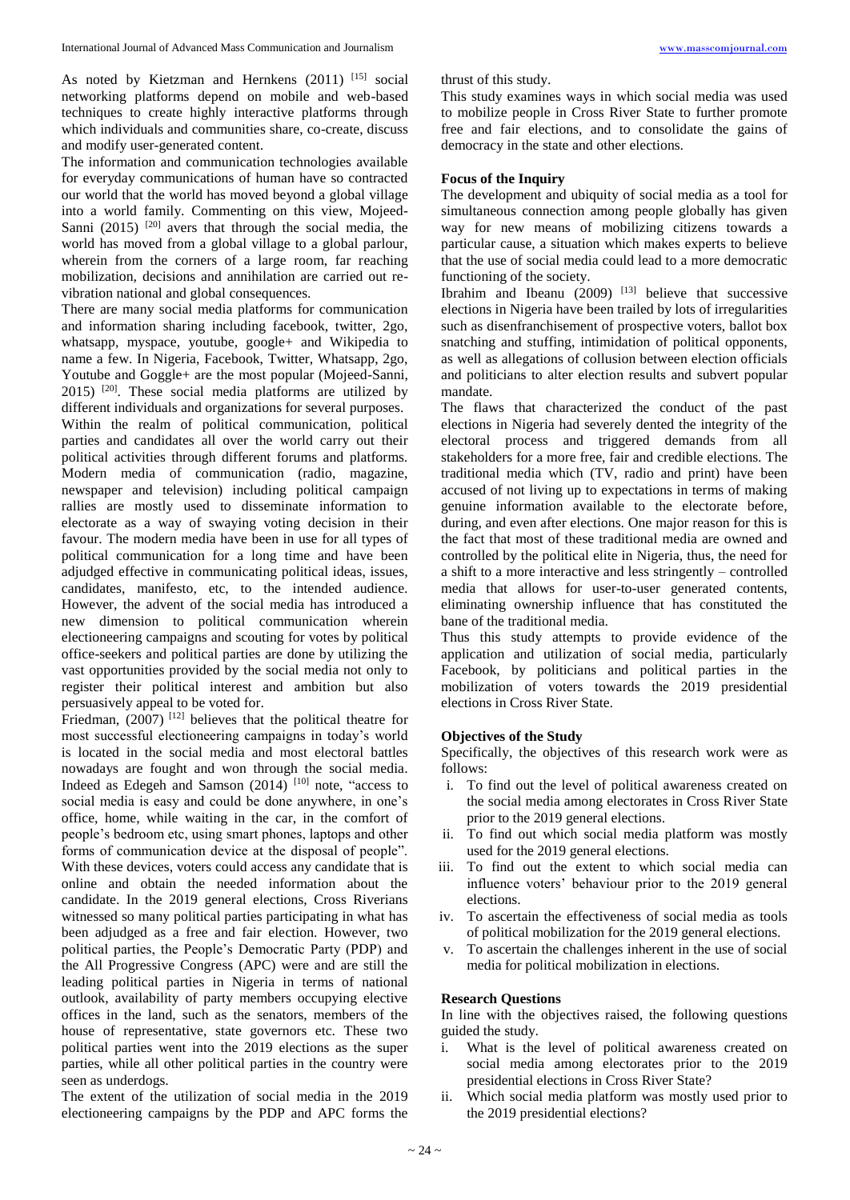As noted by Kietzman and Hernkens (2011) [15] social networking platforms depend on mobile and web-based techniques to create highly interactive platforms through which individuals and communities share, co-create, discuss and modify user-generated content.

The information and communication technologies available for everyday communications of human have so contracted our world that the world has moved beyond a global village into a world family. Commenting on this view, Mojeed-Sanni (2015) [20] avers that through the social media, the world has moved from a global village to a global parlour, wherein from the corners of a large room, far reaching mobilization, decisions and annihilation are carried out re-vibration national and global consequences.

There are many social media platforms for communication and information sharing including facebook, twitter, 2go, whatsapp, myspace, youtube, google+ and Wikipedia to name a few. In Nigeria, Facebook, Twitter, Whatsapp, 2go, Youtube and Goggle+ are the most popular (Mojeed-Sanni, 2015) [20]. These social media platforms are utilized by different individuals and organizations for several purposes.

Within the realm of political communication, political parties and candidates all over the world carry out their political activities through different forums and platforms. Modern media of communication (radio, magazine, newspaper and television) including political campaign rallies are mostly used to disseminate information to electorate as a way of swaying voting decision in their favour. The modern media have been in use for all types of political communication for a long time and have been adjudged effective in communicating political ideas, issues, candidates, manifesto, etc, to the intended audience. However, the advent of the social media has introduced a new dimension to political communication wherein electioneering campaigns and scouting for votes by political office-seekers and political parties are done by utilizing the vast opportunities provided by the social media not only to register their political interest and ambition but also persuasively appeal to be voted for.

Friedman, (2007) [12] believes that the political theatre for most successful electioneering campaigns in today's world is located in the social media and most electoral battles nowadays are fought and won through the social media. Indeed as Edegeh and Samson (2014) [10] note, "access to social media is easy and could be done anywhere, in one's office, home, while waiting in the car, in the comfort of people's bedroom etc, using smart phones, laptops and other forms of communication device at the disposal of people". With these devices, voters could access any candidate that is online and obtain the needed information about the candidate. In the 2019 general elections, Cross Riverians witnessed so many political parties participating in what has been adjudged as a free and fair election. However, two political parties, the People's Democratic Party (PDP) and the All Progressive Congress (APC) were and are still the leading political parties in Nigeria in terms of national outlook, availability of party members occupying elective offices in the land, such as the senators, members of the house of representative, state governors etc. These two political parties went into the 2019 elections as the super parties, while all other political parties in the country were seen as underdogs.

The extent of the utilization of social media in the 2019 electioneering campaigns by the PDP and APC forms the thrust of this study.

This study examines ways in which social media was used to mobilize people in Cross River State to further promote free and fair elections, and to consolidate the gains of democracy in the state and other elections.

## Focus of the Inquiry

The development and ubiquity of social media as a tool for simultaneous connection among people globally has given way for new means of mobilizing citizens towards a particular cause, a situation which makes experts to believe that the use of social media could lead to a more democratic functioning of the society.

Ibrahim and Ibeanu (2009) [13] believe that successive elections in Nigeria have been trailed by lots of irregularities such as disenfranchisement of prospective voters, ballot box snatching and stuffing, intimidation of political opponents, as well as allegations of collusion between election officials and politicians to alter election results and subvert popular mandate.

The flaws that characterized the conduct of the past elections in Nigeria had severely dented the integrity of the electoral process and triggered demands from all stakeholders for a more free, fair and credible elections. The traditional media which (TV, radio and print) have been accused of not living up to expectations in terms of making genuine information available to the electorate before, during, and even after elections. One major reason for this is the fact that most of these traditional media are owned and controlled by the political elite in Nigeria, thus, the need for a shift to a more interactive and less stringently – controlled media that allows for user-to-user generated contents, eliminating ownership influence that has constituted the bane of the traditional media.

Thus this study attempts to provide evidence of the application and utilization of social media, particularly Facebook, by politicians and political parties in the mobilization of voters towards the 2019 presidential elections in Cross River State.

## Objectives of the Study

Specifically, the objectives of this research work were as follows:

i. To find out the level of political awareness created on the social media among electorates in Cross River State prior to the 2019 general elections.
ii. To find out which social media platform was mostly used for the 2019 general elections.
iii. To find out the extent to which social media can influence voters' behaviour prior to the 2019 general elections.
iv. To ascertain the effectiveness of social media as tools of political mobilization for the 2019 general elections.
v. To ascertain the challenges inherent in the use of social media for political mobilization in elections.

## Research Questions

In line with the objectives raised, the following questions guided the study.

i. What is the level of political awareness created on social media among electorates prior to the 2019 presidential elections in Cross River State?
ii. Which social media platform was mostly used prior to the 2019 presidential elections?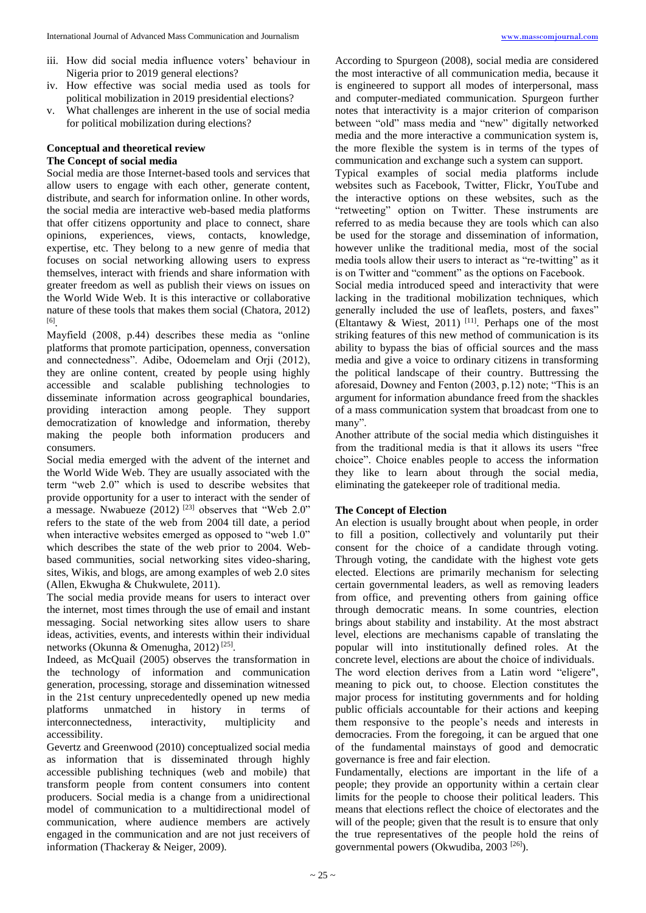iii. How did social media influence voters' behaviour in Nigeria prior to 2019 general elections?
iv. How effective was social media used as tools for political mobilization in 2019 presidential elections?
v. What challenges are inherent in the use of social media for political mobilization during elections?

## Conceptual and theoretical review

### The Concept of social media

Social media are those Internet-based tools and services that allow users to engage with each other, generate content, distribute, and search for information online. In other words, the social media are interactive web-based media platforms that offer citizens opportunity and place to connect, share opinions, experiences, views, contacts, knowledge, expertise, etc. They belong to a new genre of media that focuses on social networking allowing users to express themselves, interact with friends and share information with greater freedom as well as publish their views on issues on the World Wide Web. It is this interactive or collaborative nature of these tools that makes them social (Chatora, 2012) [6].

Mayfield (2008, p.44) describes these media as "online platforms that promote participation, openness, conversation and connectedness". Adibe, Odoemelam and Orji (2012), they are online content, created by people using highly accessible and scalable publishing technologies to disseminate information across geographical boundaries, providing interaction among people. They support democratization of knowledge and information, thereby making the people both information producers and consumers.

Social media emerged with the advent of the internet and the World Wide Web. They are usually associated with the term "web 2.0" which is used to describe websites that provide opportunity for a user to interact with the sender of a message. Nwabueze (2012) [23] observes that "Web 2.0" refers to the state of the web from 2004 till date, a period when interactive websites emerged as opposed to "web 1.0" which describes the state of the web prior to 2004. Web-based communities, social networking sites video-sharing, sites, Wikis, and blogs, are among examples of web 2.0 sites (Allen, Ekwugha & Chukwulete, 2011).

The social media provide means for users to interact over the internet, most times through the use of email and instant messaging. Social networking sites allow users to share ideas, activities, events, and interests within their individual networks (Okunna & Omenugha, 2012) [25].

Indeed, as McQuail (2005) observes the transformation in the technology of information and communication generation, processing, storage and dissemination witnessed in the 21st century unprecedentedly opened up new media platforms unmatched in history in terms of interconnectedness, interactivity, multiplicity and accessibility.

Gevertz and Greenwood (2010) conceptualized social media as information that is disseminated through highly accessible publishing techniques (web and mobile) that transform people from content consumers into content producers. Social media is a change from a unidirectional model of communication to a multidirectional model of communication, where audience members are actively engaged in the communication and are not just receivers of information (Thackeray & Neiger, 2009).

According to Spurgeon (2008), social media are considered the most interactive of all communication media, because it is engineered to support all modes of interpersonal, mass and computer-mediated communication. Spurgeon further notes that interactivity is a major criterion of comparison between "old" mass media and "new" digitally networked media and the more interactive a communication system is, the more flexible the system is in terms of the types of communication and exchange such a system can support.

Typical examples of social media platforms include websites such as Facebook, Twitter, Flickr, YouTube and the interactive options on these websites, such as the "retweeting" option on Twitter. These instruments are referred to as media because they are tools which can also be used for the storage and dissemination of information, however unlike the traditional media, most of the social media tools allow their users to interact as "re-twitting" as it is on Twitter and "comment" as the options on Facebook.

Social media introduced speed and interactivity that were lacking in the traditional mobilization techniques, which generally included the use of leaflets, posters, and faxes" (Eltantawy & Wiest, 2011) [11]. Perhaps one of the most striking features of this new method of communication is its ability to bypass the bias of official sources and the mass media and give a voice to ordinary citizens in transforming the political landscape of their country. Buttressing the aforesaid, Downey and Fenton (2003, p.12) note; "This is an argument for information abundance freed from the shackles of a mass communication system that broadcast from one to many".

Another attribute of the social media which distinguishes it from the traditional media is that it allows its users "free choice". Choice enables people to access the information they like to learn about through the social media, eliminating the gatekeeper role of traditional media.

### The Concept of Election

An election is usually brought about when people, in order to fill a position, collectively and voluntarily put their consent for the choice of a candidate through voting. Through voting, the candidate with the highest vote gets elected. Elections are primarily mechanism for selecting certain governmental leaders, as well as removing leaders from office, and preventing others from gaining office through democratic means. In some countries, election brings about stability and instability. At the most abstract level, elections are mechanisms capable of translating the popular will into institutionally defined roles. At the concrete level, elections are about the choice of individuals.

The word election derives from a Latin word "eligere", meaning to pick out, to choose. Election constitutes the major process for instituting governments and for holding public officials accountable for their actions and keeping them responsive to the people's needs and interests in democracies. From the foregoing, it can be argued that one of the fundamental mainstays of good and democratic governance is free and fair election.

Fundamentally, elections are important in the life of a people; they provide an opportunity within a certain clear limits for the people to choose their political leaders. This means that elections reflect the choice of electorates and the will of the people; given that the result is to ensure that only the true representatives of the people hold the reins of governmental powers (Okwudiba, 2003 [26]).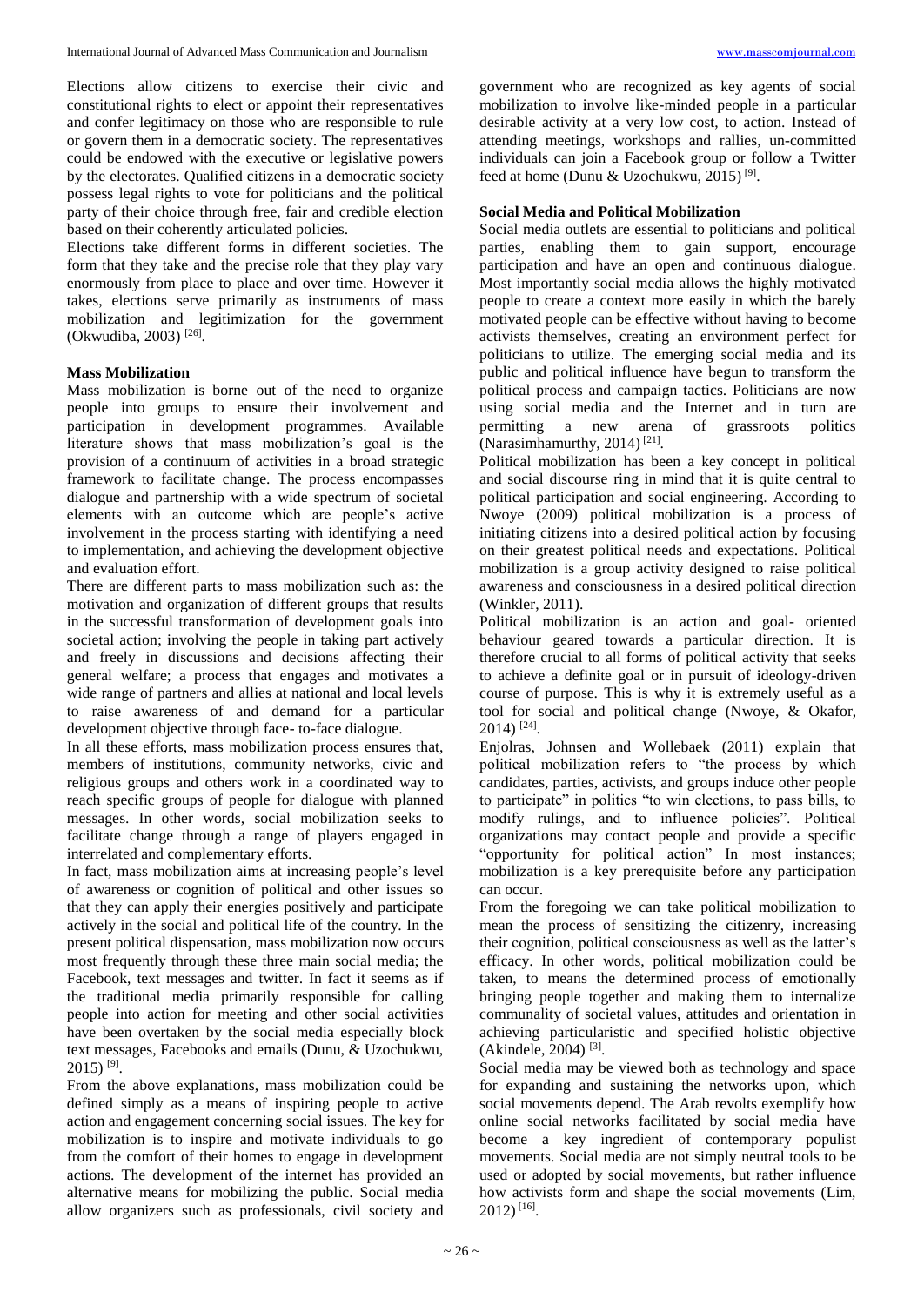Elections allow citizens to exercise their civic and constitutional rights to elect or appoint their representatives and confer legitimacy on those who are responsible to rule or govern them in a democratic society. The representatives could be endowed with the executive or legislative powers by the electorates. Qualified citizens in a democratic society possess legal rights to vote for politicians and the political party of their choice through free, fair and credible election based on their coherently articulated policies.

Elections take different forms in different societies. The form that they take and the precise role that they play vary enormously from place to place and over time. However it takes, elections serve primarily as instruments of mass mobilization and legitimization for the government (Okwudiba, 2003) [26].

### Mass Mobilization

Mass mobilization is borne out of the need to organize people into groups to ensure their involvement and participation in development programmes. Available literature shows that mass mobilization's goal is the provision of a continuum of activities in a broad strategic framework to facilitate change. The process encompasses dialogue and partnership with a wide spectrum of societal elements with an outcome which are people's active involvement in the process starting with identifying a need to implementation, and achieving the development objective and evaluation effort.

There are different parts to mass mobilization such as: the motivation and organization of different groups that results in the successful transformation of development goals into societal action; involving the people in taking part actively and freely in discussions and decisions affecting their general welfare; a process that engages and motivates a wide range of partners and allies at national and local levels to raise awareness of and demand for a particular development objective through face- to-face dialogue.

In all these efforts, mass mobilization process ensures that, members of institutions, community networks, civic and religious groups and others work in a coordinated way to reach specific groups of people for dialogue with planned messages. In other words, social mobilization seeks to facilitate change through a range of players engaged in interrelated and complementary efforts.

In fact, mass mobilization aims at increasing people's level of awareness or cognition of political and other issues so that they can apply their energies positively and participate actively in the social and political life of the country. In the present political dispensation, mass mobilization now occurs most frequently through these three main social media; the Facebook, text messages and twitter. In fact it seems as if the traditional media primarily responsible for calling people into action for meeting and other social activities have been overtaken by the social media especially block text messages, Facebooks and emails (Dunu, & Uzochukwu, 2015) [9].

From the above explanations, mass mobilization could be defined simply as a means of inspiring people to active action and engagement concerning social issues. The key for mobilization is to inspire and motivate individuals to go from the comfort of their homes to engage in development actions. The development of the internet has provided an alternative means for mobilizing the public. Social media allow organizers such as professionals, civil society and government who are recognized as key agents of social mobilization to involve like-minded people in a particular desirable activity at a very low cost, to action. Instead of attending meetings, workshops and rallies, un-committed individuals can join a Facebook group or follow a Twitter feed at home (Dunu & Uzochukwu, 2015) [9].

### Social Media and Political Mobilization

Social media outlets are essential to politicians and political parties, enabling them to gain support, encourage participation and have an open and continuous dialogue. Most importantly social media allows the highly motivated people to create a context more easily in which the barely motivated people can be effective without having to become activists themselves, creating an environment perfect for politicians to utilize. The emerging social media and its public and political influence have begun to transform the political process and campaign tactics. Politicians are now using social media and the Internet and in turn are permitting a new arena of grassroots politics (Narasimhamurthy, 2014) [21].

Political mobilization has been a key concept in political and social discourse ring in mind that it is quite central to political participation and social engineering. According to Nwoye (2009) political mobilization is a process of initiating citizens into a desired political action by focusing on their greatest political needs and expectations. Political mobilization is a group activity designed to raise political awareness and consciousness in a desired political direction (Winkler, 2011).

Political mobilization is an action and goal- oriented behaviour geared towards a particular direction. It is therefore crucial to all forms of political activity that seeks to achieve a definite goal or in pursuit of ideology-driven course of purpose. This is why it is extremely useful as a tool for social and political change (Nwoye, & Okafor, 2014) [24].

Enjolras, Johnsen and Wollebaek (2011) explain that political mobilization refers to "the process by which candidates, parties, activists, and groups induce other people to participate" in politics "to win elections, to pass bills, to modify rulings, and to influence policies". Political organizations may contact people and provide a specific "opportunity for political action" In most instances; mobilization is a key prerequisite before any participation can occur.

From the foregoing we can take political mobilization to mean the process of sensitizing the citizenry, increasing their cognition, political consciousness as well as the latter's efficacy. In other words, political mobilization could be taken, to means the determined process of emotionally bringing people together and making them to internalize communality of societal values, attitudes and orientation in achieving particularistic and specified holistic objective (Akindele, 2004) [3].

Social media may be viewed both as technology and space for expanding and sustaining the networks upon, which social movements depend. The Arab revolts exemplify how online social networks facilitated by social media have become a key ingredient of contemporary populist movements. Social media are not simply neutral tools to be used or adopted by social movements, but rather influence how activists form and shape the social movements (Lim, 2012) [16].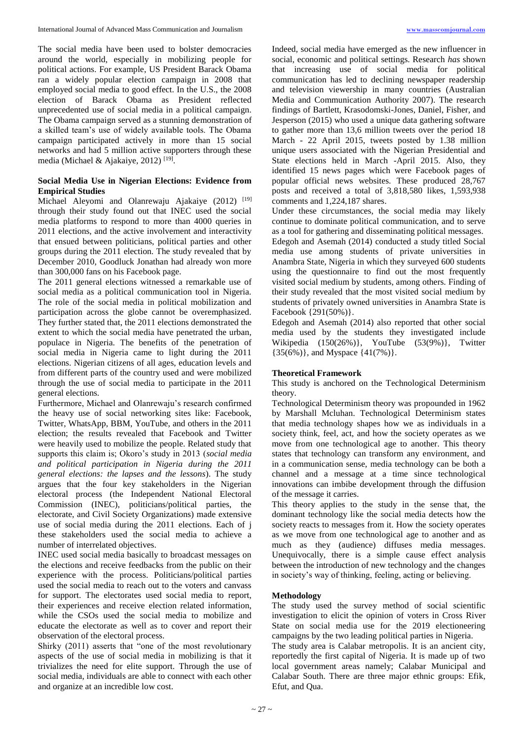The social media have been used to bolster democracies around the world, especially in mobilizing people for political actions. For example, US President Barack Obama ran a widely popular election campaign in 2008 that employed social media to good effect. In the U.S., the 2008 election of Barack Obama as President reflected unprecedented use of social media in a political campaign. The Obama campaign served as a stunning demonstration of a skilled team's use of widely available tools. The Obama campaign participated actively in more than 15 social networks and had 5 million active supporters through these media (Michael & Ajakaiye, 2012) [19].

## Social Media Use in Nigerian Elections: Evidence from Empirical Studies

Michael Aleyomi and Olanrewaju Ajakaiye (2012) [19] through their study found out that INEC used the social media platforms to respond to more than 4000 queries in 2011 elections, and the active involvement and interactivity that ensued between politicians, political parties and other groups during the 2011 election. The study revealed that by December 2010, Goodluck Jonathan had already won more than 300,000 fans on his Facebook page.

The 2011 general elections witnessed a remarkable use of social media as a political communication tool in Nigeria. The role of the social media in political mobilization and participation across the globe cannot be overemphasized. They further stated that, the 2011 elections demonstrated the extent to which the social media have penetrated the urban, populace in Nigeria. The benefits of the penetration of social media in Nigeria came to light during the 2011 elections. Nigerian citizens of all ages, education levels and from different parts of the country used and were mobilized through the use of social media to participate in the 2011 general elections.

Furthermore, Michael and Olanrewaju's research confirmed the heavy use of social networking sites like: Facebook, Twitter, WhatsApp, BBM, YouTube, and others in the 2011 election; the results revealed that Facebook and Twitter were heavily used to mobilize the people. Related study that supports this claim is; Okoro's study in 2013 (*social media and political participation in Nigeria during the 2011 general elections: the lapses and the lessons*). The study argues that the four key stakeholders in the Nigerian electoral process (the Independent National Electoral Commission (INEC), politicians/political parties, the electorate, and Civil Society Organizations) made extensive use of social media during the 2011 elections. Each of j these stakeholders used the social media to achieve a number of interrelated objectives.

INEC used social media basically to broadcast messages on the elections and receive feedbacks from the public on their experience with the process. Politicians/political parties used the social media to reach out to the voters and canvass for support. The electorates used social media to report, their experiences and receive election related information, while the CSOs used the social media to mobilize and educate the electorate as well as to cover and report their observation of the electoral process.

Shirky (2011) asserts that "one of the most revolutionary aspects of the use of social media in mobilizing is that it trivializes the need for elite support. Through the use of social media, individuals are able to connect with each other and organize at an incredible low cost.

Indeed, social media have emerged as the new influencer in social, economic and political settings. Research *has* shown that increasing use of social media for political communication has led to declining newspaper readership and television viewership in many countries (Australian Media and Communication Authority 2007). The research findings of Bartlett, Krasodomski-Jones, Daniel, Fisher, and Jesperson (2015) who used a unique data gathering software to gather more than 13,6 million tweets over the period 18 March - 22 April 2015, tweets posted by 1.38 million unique users associated with the Nigerian Presidential and State elections held in March -April 2015. Also, they identified 15 news pages which were Facebook pages of popular official news websites. These produced 28,767 posts and received a total of 3,818,580 likes, 1,593,938 comments and 1,224,187 shares.

Under these circumstances, the social media may likely continue to dominate political communication, and to serve as a tool for gathering and disseminating political messages.

Edegoh and Asemah (2014) conducted a study titled Social media use among students of private universities in Anambra State, Nigeria in which they surveyed 600 students using the questionnaire to find out the most frequently visited social medium by students, among others. Finding of their study revealed that the most visited social medium by students of privately owned universities in Anambra State is Facebook {291(50%)}.

Edegoh and Asemah (2014) also reported that other social media used by the students they investigated include Wikipedia (150(26%)}, YouTube (53(9%)}, Twitter {35(6%)}, and Myspace {41(7%)}.

## Theoretical Framework

This study is anchored on the Technological Determinism theory.

Technological Determinism theory was propounded in 1962 by Marshall Mcluhan. Technological Determinism states that media technology shapes how we as individuals in a society think, feel, act, and how the society operates as we move from one technological age to another. This theory states that technology can transform any environment, and in a communication sense, media technology can be both a channel and a message at a time since technological innovations can imbibe development through the diffusion of the message it carries.

This theory applies to the study in the sense that, the dominant technology like the social media detects how the society reacts to messages from it. How the society operates as we move from one technological age to another and as much as they (audience) diffuses media messages. Unequivocally, there is a simple cause effect analysis between the introduction of new technology and the changes in society's way of thinking, feeling, acting or believing.

## Methodology

The study used the survey method of social scientific investigation to elicit the opinion of voters in Cross River State on social media use for the 2019 electioneering campaigns by the two leading political parties in Nigeria.

The study area is Calabar metropolis. It is an ancient city, reportedly the first capital of Nigeria. It is made up of two local government areas namely; Calabar Municipal and Calabar South. There are three major ethnic groups: Efik, Efut, and Qua.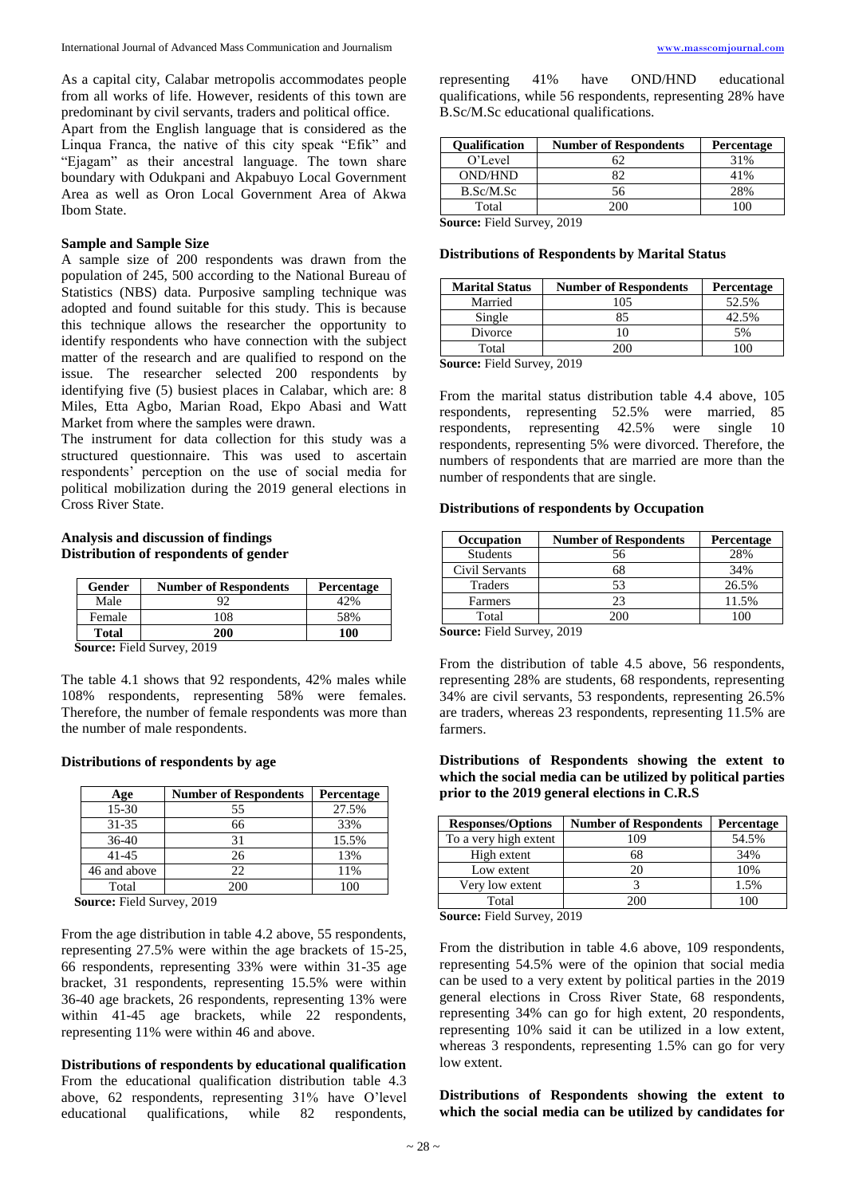As a capital city, Calabar metropolis accommodates people from all works of life. However, residents of this town are predominant by civil servants, traders and political office.

Apart from the English language that is considered as the Linqua Franca, the native of this city speak "Efik" and "Ejagam" as their ancestral language. The town share boundary with Odukpani and Akpabuyo Local Government Area as well as Oron Local Government Area of Akwa Ibom State.

**Sample and Sample Size**

A sample size of 200 respondents was drawn from the population of 245, 500 according to the National Bureau of Statistics (NBS) data. Purposive sampling technique was adopted and found suitable for this study. This is because this technique allows the researcher the opportunity to identify respondents who have connection with the subject matter of the research and are qualified to respond on the issue. The researcher selected 200 respondents by identifying five (5) busiest places in Calabar, which are: 8 Miles, Etta Agbo, Marian Road, Ekpo Abasi and Watt Market from where the samples were drawn.

The instrument for data collection for this study was a structured questionnaire. This was used to ascertain respondents' perception on the use of social media for political mobilization during the 2019 general elections in Cross River State.

**Analysis and discussion of findings**

**Distribution of respondents of gender**

| Gender | Number of Respondents | Percentage |
|---|---|---|
| Male | 92 | 42% |
| Female | 108 | 58% |
| **Total** | **200** | **100** |

**Source:** Field Survey, 2019

The table 4.1 shows that 92 respondents, 42% males while 108% respondents, representing 58% were females. Therefore, the number of female respondents was more than the number of male respondents.

**Distributions of respondents by age**

| Age | Number of Respondents | Percentage |
|---|---|---|
| 15-30 | 55 | 27.5% |
| 31-35 | 66 | 33% |
| 36-40 | 31 | 15.5% |
| 41-45 | 26 | 13% |
| 46 and above | 22 | 11% |
| Total | 200 | 100 |

**Source:** Field Survey, 2019

From the age distribution in table 4.2 above, 55 respondents, representing 27.5% were within the age brackets of 15-25, 66 respondents, representing 33% were within 31-35 age bracket, 31 respondents, representing 15.5% were within 36-40 age brackets, 26 respondents, representing 13% were within 41-45 age brackets, while 22 respondents, representing 11% were within 46 and above.

**Distributions of respondents by educational qualification**

From the educational qualification distribution table 4.3 above, 62 respondents, representing 31% have O'level educational qualifications, while 82 respondents, representing 41% have OND/HND educational qualifications, while 56 respondents, representing 28% have B.Sc/M.Sc educational qualifications.

| Qualification | Number of Respondents | Percentage |
|---|---|---|
| O'Level | 62 | 31% |
| OND/HND | 82 | 41% |
| B.Sc/M.Sc | 56 | 28% |
| Total | 200 | 100 |

**Source:** Field Survey, 2019

**Distributions of Respondents by Marital Status**

| Marital Status | Number of Respondents | Percentage |
|---|---|---|
| Married | 105 | 52.5% |
| Single | 85 | 42.5% |
| Divorce | 10 | 5% |
| Total | 200 | 100 |

**Source:** Field Survey, 2019

From the marital status distribution table 4.4 above, 105 respondents, representing 52.5% were married, 85 respondents, representing 42.5% were single 10 respondents, representing 5% were divorced. Therefore, the numbers of respondents that are married are more than the number of respondents that are single.

**Distributions of respondents by Occupation**

| Occupation | Number of Respondents | Percentage |
|---|---|---|
| Students | 56 | 28% |
| Civil Servants | 68 | 34% |
| Traders | 53 | 26.5% |
| Farmers | 23 | 11.5% |
| Total | 200 | 100 |

**Source:** Field Survey, 2019

From the distribution of table 4.5 above, 56 respondents, representing 28% are students, 68 respondents, representing 34% are civil servants, 53 respondents, representing 26.5% are traders, whereas 23 respondents, representing 11.5% are farmers.

**Distributions of Respondents showing the extent to which the social media can be utilized by political parties prior to the 2019 general elections in C.R.S**

| Responses/Options | Number of Respondents | Percentage |
|---|---|---|
| To a very high extent | 109 | 54.5% |
| High extent | 68 | 34% |
| Low extent | 20 | 10% |
| Very low extent | 3 | 1.5% |
| Total | 200 | 100 |

**Source:** Field Survey, 2019

From the distribution in table 4.6 above, 109 respondents, representing 54.5% were of the opinion that social media can be used to a very extent by political parties in the 2019 general elections in Cross River State, 68 respondents, representing 34% can go for high extent, 20 respondents, representing 10% said it can be utilized in a low extent, whereas 3 respondents, representing 1.5% can go for very low extent.

**Distributions of Respondents showing the extent to which the social media can be utilized by candidates for**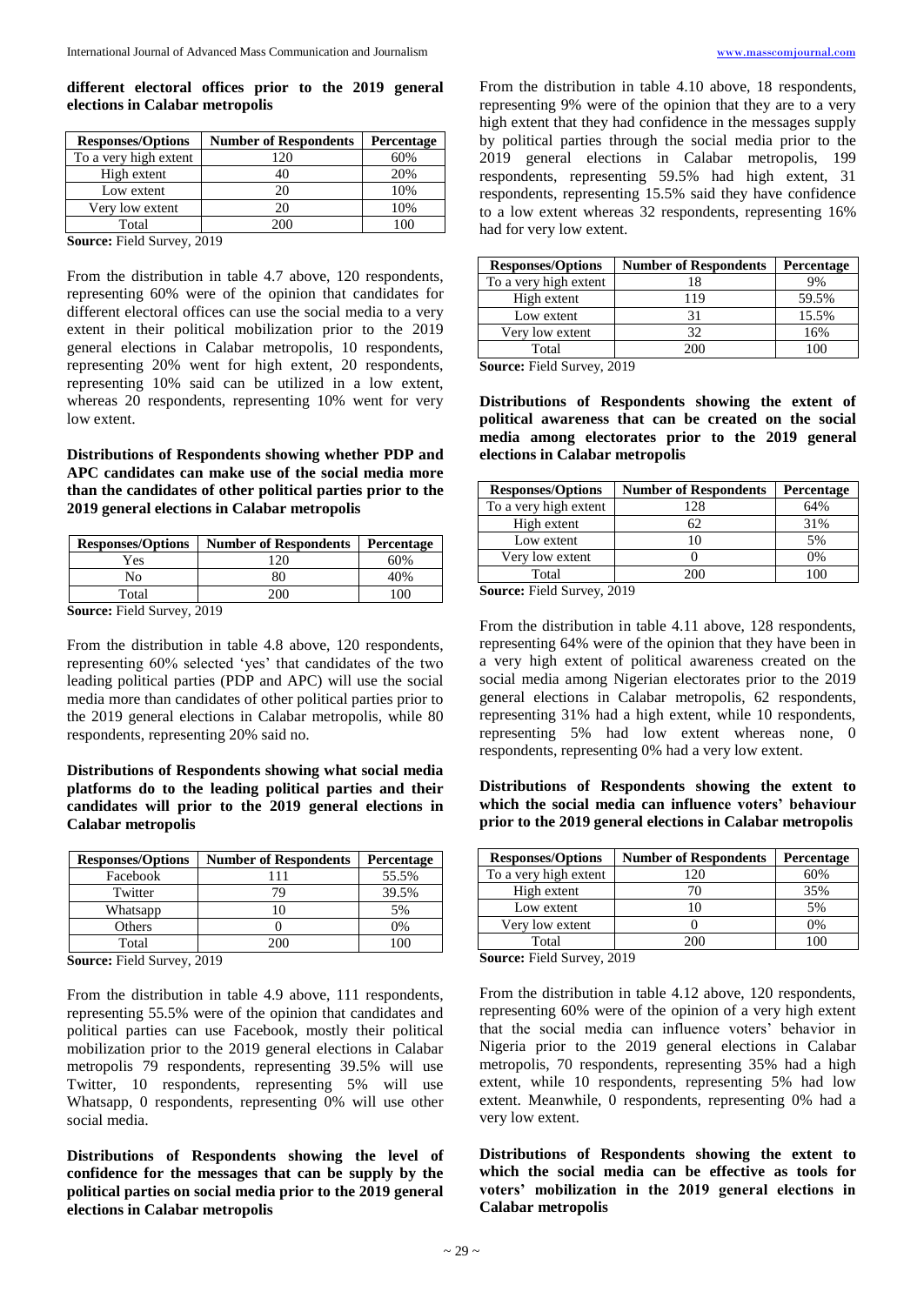**different electoral offices prior to the 2019 general elections in Calabar metropolis**

| Responses/Options | Number of Respondents | Percentage |
|---|---|---|
| To a very high extent | 120 | 60% |
| High extent | 40 | 20% |
| Low extent | 20 | 10% |
| Very low extent | 20 | 10% |
| Total | 200 | 100 |

**Source:** Field Survey, 2019

From the distribution in table 4.7 above, 120 respondents, representing 60% were of the opinion that candidates for different electoral offices can use the social media to a very extent in their political mobilization prior to the 2019 general elections in Calabar metropolis, 10 respondents, representing 20% went for high extent, 20 respondents, representing 10% said can be utilized in a low extent, whereas 20 respondents, representing 10% went for very low extent.

**Distributions of Respondents showing whether PDP and APC candidates can make use of the social media more than the candidates of other political parties prior to the 2019 general elections in Calabar metropolis**

| Responses/Options | Number of Respondents | Percentage |
|---|---|---|
| Yes | 120 | 60% |
| No | 80 | 40% |
| Total | 200 | 100 |

**Source:** Field Survey, 2019

From the distribution in table 4.8 above, 120 respondents, representing 60% selected 'yes' that candidates of the two leading political parties (PDP and APC) will use the social media more than candidates of other political parties prior to the 2019 general elections in Calabar metropolis, while 80 respondents, representing 20% said no.

**Distributions of Respondents showing what social media platforms do to the leading political parties and their candidates will prior to the 2019 general elections in Calabar metropolis**

| Responses/Options | Number of Respondents | Percentage |
|---|---|---|
| Facebook | 111 | 55.5% |
| Twitter | 79 | 39.5% |
| Whatsapp | 10 | 5% |
| Others | 0 | 0% |
| Total | 200 | 100 |

**Source:** Field Survey, 2019

From the distribution in table 4.9 above, 111 respondents, representing 55.5% were of the opinion that candidates and political parties can use Facebook, mostly their political mobilization prior to the 2019 general elections in Calabar metropolis 79 respondents, representing 39.5% will use Twitter, 10 respondents, representing 5% will use Whatsapp, 0 respondents, representing 0% will use other social media.

**Distributions of Respondents showing the level of confidence for the messages that can be supply by the political parties on social media prior to the 2019 general elections in Calabar metropolis**

From the distribution in table 4.10 above, 18 respondents, representing 9% were of the opinion that they are to a very high extent that they had confidence in the messages supply by political parties through the social media prior to the 2019 general elections in Calabar metropolis, 199 respondents, representing 59.5% had high extent, 31 respondents, representing 15.5% said they have confidence to a low extent whereas 32 respondents, representing 16% had for very low extent.

| Responses/Options | Number of Respondents | Percentage |
|---|---|---|
| To a very high extent | 18 | 9% |
| High extent | 119 | 59.5% |
| Low extent | 31 | 15.5% |
| Very low extent | 32 | 16% |
| Total | 200 | 100 |

**Source:** Field Survey, 2019

**Distributions of Respondents showing the extent of political awareness that can be created on the social media among electorates prior to the 2019 general elections in Calabar metropolis**

| Responses/Options | Number of Respondents | Percentage |
|---|---|---|
| To a very high extent | 128 | 64% |
| High extent | 62 | 31% |
| Low extent | 10 | 5% |
| Very low extent | 0 | 0% |
| Total | 200 | 100 |

**Source:** Field Survey, 2019

From the distribution in table 4.11 above, 128 respondents, representing 64% were of the opinion that they have been in a very high extent of political awareness created on the social media among Nigerian electorates prior to the 2019 general elections in Calabar metropolis, 62 respondents, representing 31% had a high extent, while 10 respondents, representing 5% had low extent whereas none, 0 respondents, representing 0% had a very low extent.

**Distributions of Respondents showing the extent to which the social media can influence voters' behaviour prior to the 2019 general elections in Calabar metropolis**

| Responses/Options | Number of Respondents | Percentage |
|---|---|---|
| To a very high extent | 120 | 60% |
| High extent | 70 | 35% |
| Low extent | 10 | 5% |
| Very low extent | 0 | 0% |
| Total | 200 | 100 |

**Source:** Field Survey, 2019

From the distribution in table 4.12 above, 120 respondents, representing 60% were of the opinion of a very high extent that the social media can influence voters' behavior in Nigeria prior to the 2019 general elections in Calabar metropolis, 70 respondents, representing 35% had a high extent, while 10 respondents, representing 5% had low extent. Meanwhile, 0 respondents, representing 0% had a very low extent.

**Distributions of Respondents showing the extent to which the social media can be effective as tools for voters' mobilization in the 2019 general elections in Calabar metropolis**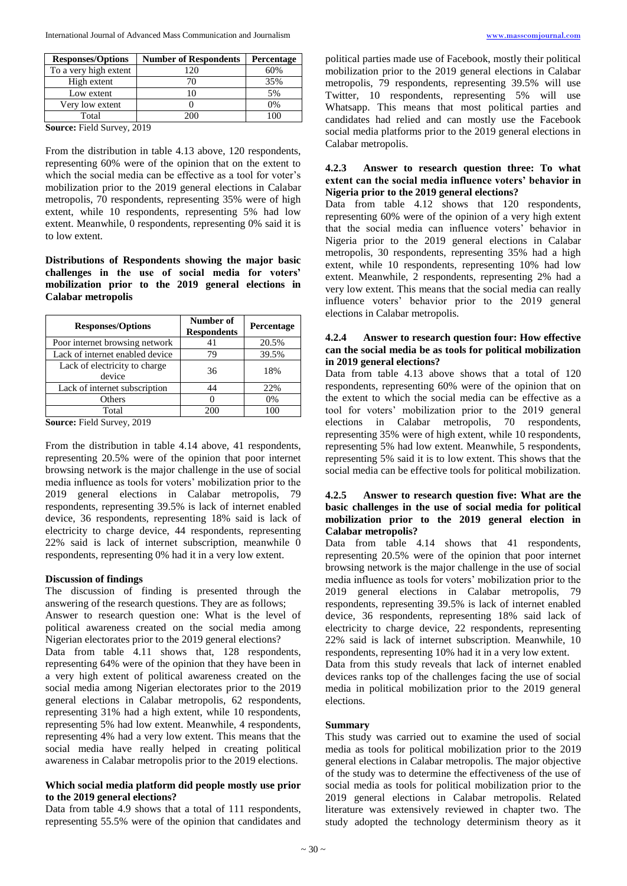| Responses/Options | Number of Respondents | Percentage |
|---|---|---|
| To a very high extent | 120 | 60% |
| High extent | 70 | 35% |
| Low extent | 10 | 5% |
| Very low extent | 0 | 0% |
| Total | 200 | 100 |

**Source:** Field Survey, 2019

From the distribution in table 4.13 above, 120 respondents, representing 60% were of the opinion that on the extent to which the social media can be effective as a tool for voter's mobilization prior to the 2019 general elections in Calabar metropolis, 70 respondents, representing 35% were of high extent, while 10 respondents, representing 5% had low extent. Meanwhile, 0 respondents, representing 0% said it is to low extent.

**Distributions of Respondents showing the major basic challenges in the use of social media for voters' mobilization prior to the 2019 general elections in Calabar metropolis**

| Responses/Options | Number of Respondents | Percentage |
|---|---|---|
| Poor internet browsing network | 41 | 20.5% |
| Lack of internet enabled device | 79 | 39.5% |
| Lack of electricity to charge device | 36 | 18% |
| Lack of internet subscription | 44 | 22% |
| Others | 0 | 0% |
| Total | 200 | 100 |

**Source:** Field Survey, 2019

From the distribution in table 4.14 above, 41 respondents, representing 20.5% were of the opinion that poor internet browsing network is the major challenge in the use of social media influence as tools for voters' mobilization prior to the 2019 general elections in Calabar metropolis, 79 respondents, representing 39.5% is lack of internet enabled device, 36 respondents, representing 18% said is lack of electricity to charge device, 44 respondents, representing 22% said is lack of internet subscription, meanwhile 0 respondents, representing 0% had it in a very low extent.

### Discussion of findings

The discussion of finding is presented through the answering of the research questions. They are as follows;

Answer to research question one: What is the level of political awareness created on the social media among Nigerian electorates prior to the 2019 general elections?

Data from table 4.11 shows that, 128 respondents, representing 64% were of the opinion that they have been in a very high extent of political awareness created on the social media among Nigerian electorates prior to the 2019 general elections in Calabar metropolis, 62 respondents, representing 31% had a high extent, while 10 respondents, representing 5% had low extent. Meanwhile, 4 respondents, representing 4% had a very low extent. This means that the social media have really helped in creating political awareness in Calabar metropolis prior to the 2019 elections.

#### Which social media platform did people mostly use prior to the 2019 general elections?

Data from table 4.9 shows that a total of 111 respondents, representing 55.5% were of the opinion that candidates and political parties made use of Facebook, mostly their political mobilization prior to the 2019 general elections in Calabar metropolis, 79 respondents, representing 39.5% will use Twitter, 10 respondents, representing 5% will use Whatsapp. This means that most political parties and candidates had relied and can mostly use the Facebook social media platforms prior to the 2019 general elections in Calabar metropolis.

#### 4.2.3 Answer to research question three: To what extent can the social media influence voters' behavior in Nigeria prior to the 2019 general elections?

Data from table 4.12 shows that 120 respondents, representing 60% were of the opinion of a very high extent that the social media can influence voters' behavior in Nigeria prior to the 2019 general elections in Calabar metropolis, 30 respondents, representing 35% had a high extent, while 10 respondents, representing 10% had low extent. Meanwhile, 2 respondents, representing 2% had a very low extent. This means that the social media can really influence voters' behavior prior to the 2019 general elections in Calabar metropolis.

#### 4.2.4 Answer to research question four: How effective can the social media be as tools for political mobilization in 2019 general elections?

Data from table 4.13 above shows that a total of 120 respondents, representing 60% were of the opinion that on the extent to which the social media can be effective as a tool for voters' mobilization prior to the 2019 general elections in Calabar metropolis, 70 respondents, representing 35% were of high extent, while 10 respondents, representing 5% had low extent. Meanwhile, 5 respondents, representing 5% said it is to low extent. This shows that the social media can be effective tools for political mobilization.

#### 4.2.5 Answer to research question five: What are the basic challenges in the use of social media for political mobilization prior to the 2019 general election in Calabar metropolis?

Data from table 4.14 shows that 41 respondents, representing 20.5% were of the opinion that poor internet browsing network is the major challenge in the use of social media influence as tools for voters' mobilization prior to the 2019 general elections in Calabar metropolis, 79 respondents, representing 39.5% is lack of internet enabled device, 36 respondents, representing 18% said lack of electricity to charge device, 22 respondents, representing 22% said is lack of internet subscription. Meanwhile, 10 respondents, representing 10% had it in a very low extent.

Data from this study reveals that lack of internet enabled devices ranks top of the challenges facing the use of social media in political mobilization prior to the 2019 general elections.

### Summary

This study was carried out to examine the used of social media as tools for political mobilization prior to the 2019 general elections in Calabar metropolis. The major objective of the study was to determine the effectiveness of the use of social media as tools for political mobilization prior to the 2019 general elections in Calabar metropolis. Related literature was extensively reviewed in chapter two. The study adopted the technology determinism theory as it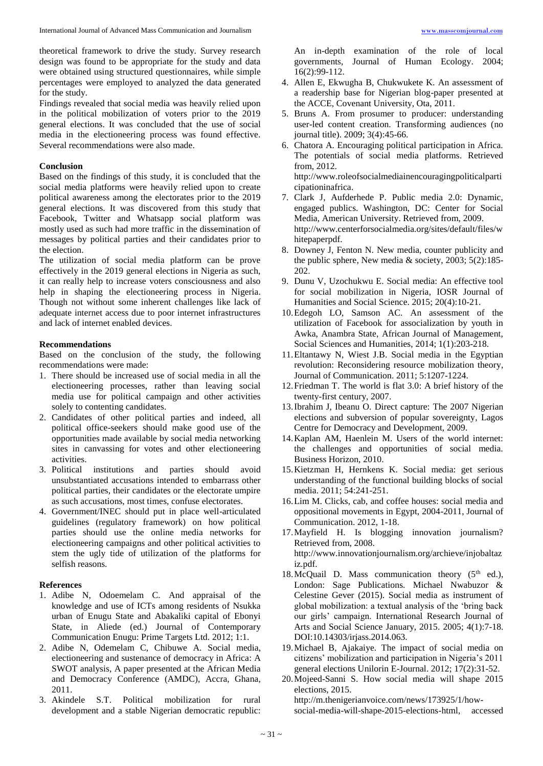theoretical framework to drive the study. Survey research design was found to be appropriate for the study and data were obtained using structured questionnaires, while simple percentages were employed to analyzed the data generated for the study.

Findings revealed that social media was heavily relied upon in the political mobilization of voters prior to the 2019 general elections. It was concluded that the use of social media in the electioneering process was found effective. Several recommendations were also made.

## Conclusion

Based on the findings of this study, it is concluded that the social media platforms were heavily relied upon to create political awareness among the electorates prior to the 2019 general elections. It was discovered from this study that Facebook, Twitter and Whatsapp social platform was mostly used as such had more traffic in the dissemination of messages by political parties and their candidates prior to the election.

The utilization of social media platform can be prove effectively in the 2019 general elections in Nigeria as such, it can really help to increase voters consciousness and also help in shaping the electioneering process in Nigeria. Though not without some inherent challenges like lack of adequate internet access due to poor internet infrastructures and lack of internet enabled devices.

## Recommendations

Based on the conclusion of the study, the following recommendations were made:

1. There should be increased use of social media in all the electioneering processes, rather than leaving social media use for political campaign and other activities solely to contenting candidates.
2. Candidates of other political parties and indeed, all political office-seekers should make good use of the opportunities made available by social media networking sites in canvassing for votes and other electioneering activities.
3. Political institutions and parties should avoid unsubstantiated accusations intended to embarrass other political parties, their candidates or the electorate umpire as such accusations, most times, confuse electorates.
4. Government/INEC should put in place well-articulated guidelines (regulatory framework) on how political parties should use the online media networks for electioneering campaigns and other political activities to stem the ugly tide of utilization of the platforms for selfish reasons.

## References

1. Adibe N, Odoemelam C. And appraisal of the knowledge and use of ICTs among residents of Nsukka urban of Enugu State and Abakaliki capital of Ebonyi State, in Aliede (ed.) Journal of Contemporary Communication Enugu: Prime Targets Ltd. 2012; 1:1.
2. Adibe N, Odemelam C, Chibuwe A. Social media, electioneering and sustenance of democracy in Africa: A SWOT analysis, A paper presented at the African Media and Democracy Conference (AMDC), Accra, Ghana, 2011.
3. Akindele S.T. Political mobilization for rural development and a stable Nigerian democratic republic: An in-depth examination of the role of local governments, Journal of Human Ecology. 2004; 16(2):99-112.
4. Allen E, Ekwugha B, Chukwukete K. An assessment of a readership base for Nigerian blog-paper presented at the ACCE, Covenant University, Ota, 2011.
5. Bruns A. From prosumer to producer: understanding user-led content creation. Transforming audiences (no journal title). 2009; 3(4):45-66.
6. Chatora A. Encouraging political participation in Africa. The potentials of social media platforms. Retrieved from, 2012. http://www.roleofsocialmediainencouragingpoliticalparticipationinafrica.
7. Clark J, Aufderhede P. Public media 2.0: Dynamic, engaged publics. Washington, DC: Center for Social Media, American University. Retrieved from, 2009. http://www.centerforsocialmedia.org/sites/default/files/whitepaperpdf.
8. Downey J, Fenton N. New media, counter publicity and the public sphere, New media & society, 2003; 5(2):185-202.
9. Dunu V, Uzochukwu E. Social media: An effective tool for social mobilization in Nigeria, IOSR Journal of Humanities and Social Science. 2015; 20(4):10-21.
10. Edegoh LO, Samson AC. An assessment of the utilization of Facebook for associalization by youth in Awka, Anambra State, African Journal of Management, Social Sciences and Humanities, 2014; 1(1):203-218.
11. Eltantawy N, Wiest J.B. Social media in the Egyptian revolution: Reconsidering resource mobilization theory, Journal of Communication. 2011; 5:1207-1224.
12. Friedman T. The world is flat 3.0: A brief history of the twenty-first century, 2007.
13. Ibrahim J, Ibeanu O. Direct capture: The 2007 Nigerian elections and subversion of popular sovereignty, Lagos Centre for Democracy and Development, 2009.
14. Kaplan AM, Haenlein M. Users of the world internet: the challenges and opportunities of social media. Business Horizon, 2010.
15. Kietzman H, Hernkens K. Social media: get serious understanding of the functional building blocks of social media. 2011; 54:241-251.
16. Lim M. Clicks, cab, and coffee houses: social media and oppositional movements in Egypt, 2004-2011, Journal of Communication. 2012, 1-18.
17. Mayfield H. Is blogging innovation journalism? Retrieved from, 2008. http://www.innovationjournalism.org/archieve/injobaltaziz.pdf.
18. McQuail D. Mass communication theory (5th ed.), London: Sage Publications. Michael Nwabuzor & Celestine Gever (2015). Social media as instrument of global mobilization: a textual analysis of the 'bring back our girls' campaign. International Research Journal of Arts and Social Science January, 2015. 2005; 4(1):7-18. DOI:10.14303/irjass.2014.063.
19. Michael B, Ajakaiye. The impact of social media on citizens' mobilization and participation in Nigeria's 2011 general elections Unilorin E-Journal. 2012; 17(2):31-52.
20. Mojeed-Sanni S. How social media will shape 2015 elections, 2015. http://m.thenigerianvoice.com/news/173925/1/how-social-media-will-shape-2015-elections-html, accessed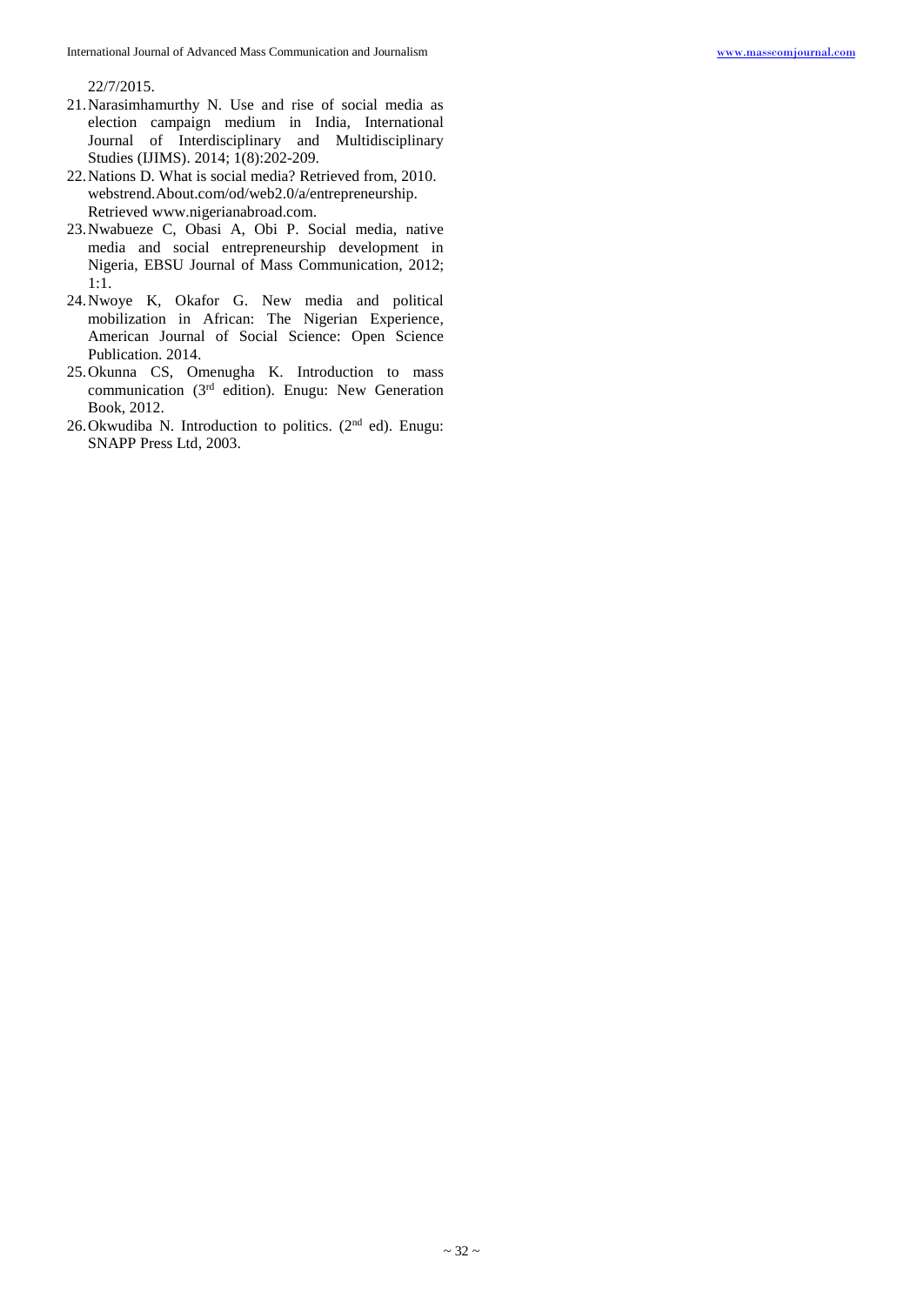22/7/2015.

21. Narasimhamurthy N. Use and rise of social media as election campaign medium in India, International Journal of Interdisciplinary and Multidisciplinary Studies (IJIMS). 2014; 1(8):202-209.
22. Nations D. What is social media? Retrieved from, 2010. webstrend.About.com/od/web2.0/a/entrepreneurship. Retrieved www.nigerianabroad.com.
23. Nwabueze C, Obasi A, Obi P. Social media, native media and social entrepreneurship development in Nigeria, EBSU Journal of Mass Communication, 2012; 1:1.
24. Nwoye K, Okafor G. New media and political mobilization in African: The Nigerian Experience, American Journal of Social Science: Open Science Publication. 2014.
25. Okunna CS, Omenugha K. Introduction to mass communication (3rd edition). Enugu: New Generation Book, 2012.
26. Okwudiba N. Introduction to politics. (2nd ed). Enugu: SNAPP Press Ltd, 2003.